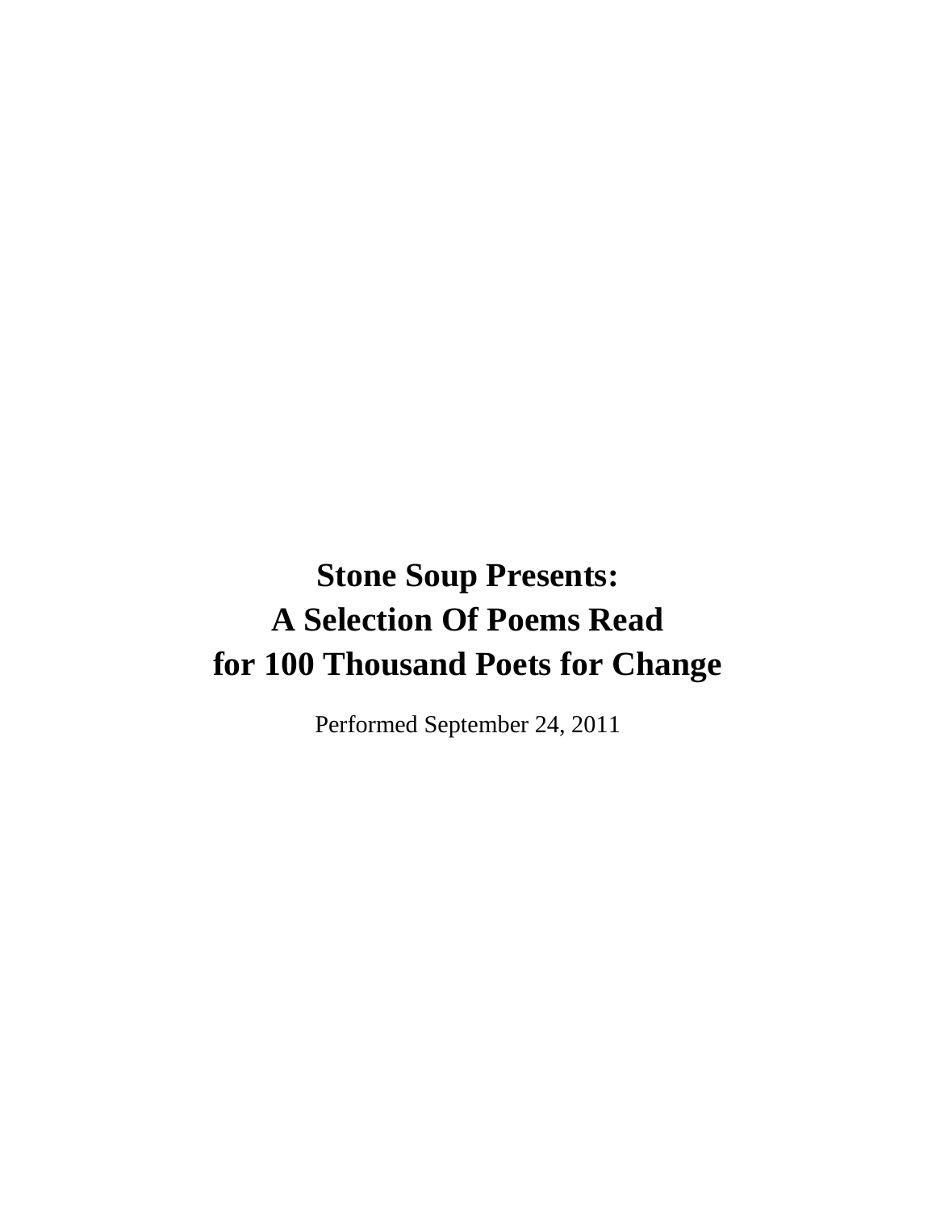# Stone Soup Presents:
# A Selection Of Poems Read
# for 100 Thousand Poets for Change

Performed September 24, 2011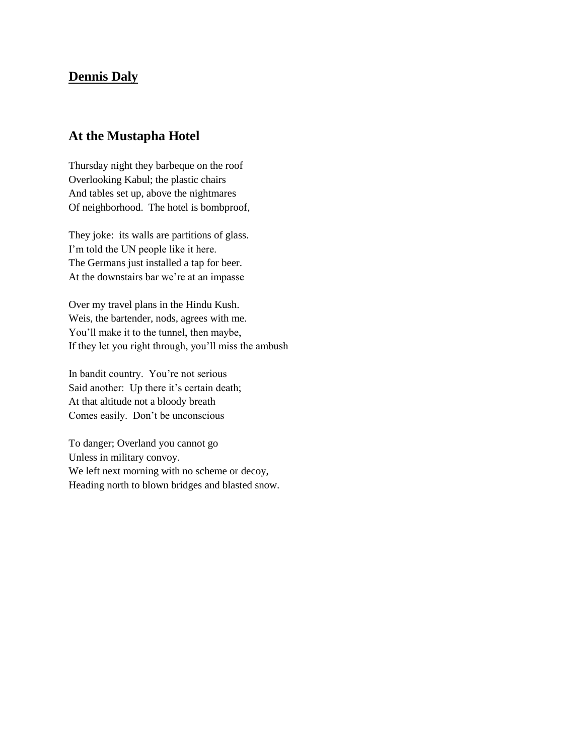## **Dennis Daly**

## At the Mustapha Hotel

Thursday night they barbeque on the roof
Overlooking Kabul; the plastic chairs
And tables set up, above the nightmares
Of neighborhood. The hotel is bombproof,

They joke: its walls are partitions of glass.
I'm told the UN people like it here.
The Germans just installed a tap for beer.
At the downstairs bar we're at an impasse

Over my travel plans in the Hindu Kush.
Weis, the bartender, nods, agrees with me.
You'll make it to the tunnel, then maybe,
If they let you right through, you'll miss the ambush

In bandit country. You're not serious
Said another: Up there it's certain death;
At that altitude not a bloody breath
Comes easily. Don't be unconscious

To danger; Overland you cannot go
Unless in military convoy.
We left next morning with no scheme or decoy,
Heading north to blown bridges and blasted snow.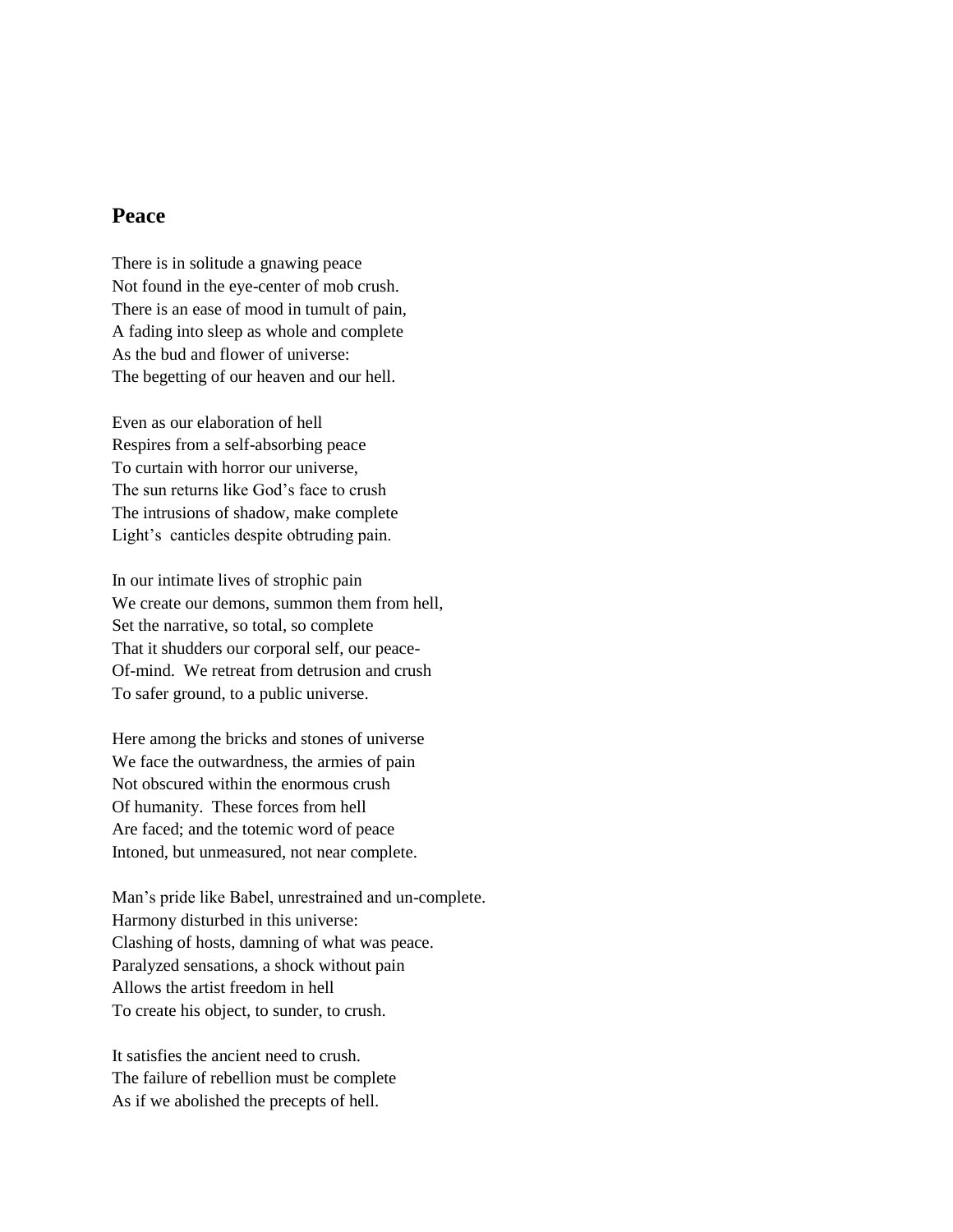## Peace

There is in solitude a gnawing peace  
Not found in the eye-center of mob crush.  
There is an ease of mood in tumult of pain,  
A fading into sleep as whole and complete  
As the bud and flower of universe:  
The begetting of our heaven and our hell.

Even as our elaboration of hell  
Respires from a self-absorbing peace  
To curtain with horror our universe,  
The sun returns like God's face to crush  
The intrusions of shadow, make complete  
Light's canticles despite obtruding pain.

In our intimate lives of strophic pain  
We create our demons, summon them from hell,  
Set the narrative, so total, so complete  
That it shudders our corporal self, our peace-  
Of-mind. We retreat from detrusion and crush  
To safer ground, to a public universe.

Here among the bricks and stones of universe  
We face the outwardness, the armies of pain  
Not obscured within the enormous crush  
Of humanity. These forces from hell  
Are faced; and the totemic word of peace  
Intoned, but unmeasured, not near complete.

Man's pride like Babel, unrestrained and un-complete.  
Harmony disturbed in this universe:  
Clashing of hosts, damning of what was peace.  
Paralyzed sensations, a shock without pain  
Allows the artist freedom in hell  
To create his object, to sunder, to crush.

It satisfies the ancient need to crush.  
The failure of rebellion must be complete  
As if we abolished the precepts of hell.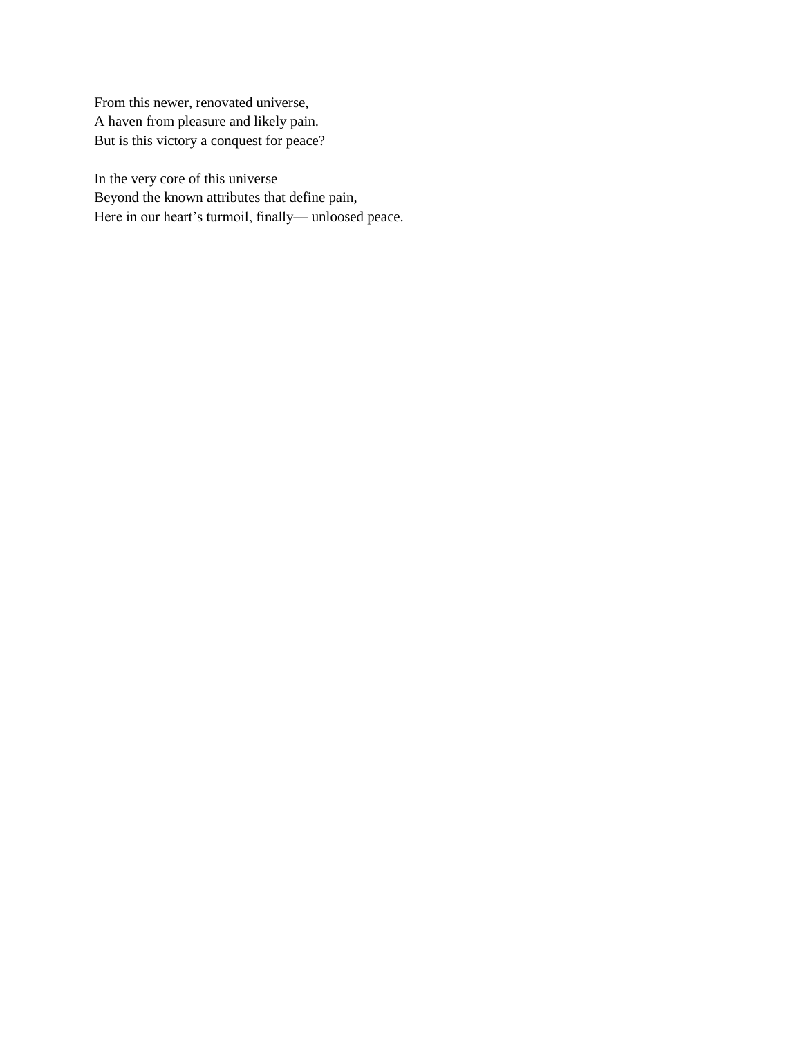From this newer, renovated universe,
A haven from pleasure and likely pain.
But is this victory a conquest for peace?

In the very core of this universe
Beyond the known attributes that define pain,
Here in our heart’s turmoil, finally— unloosed peace.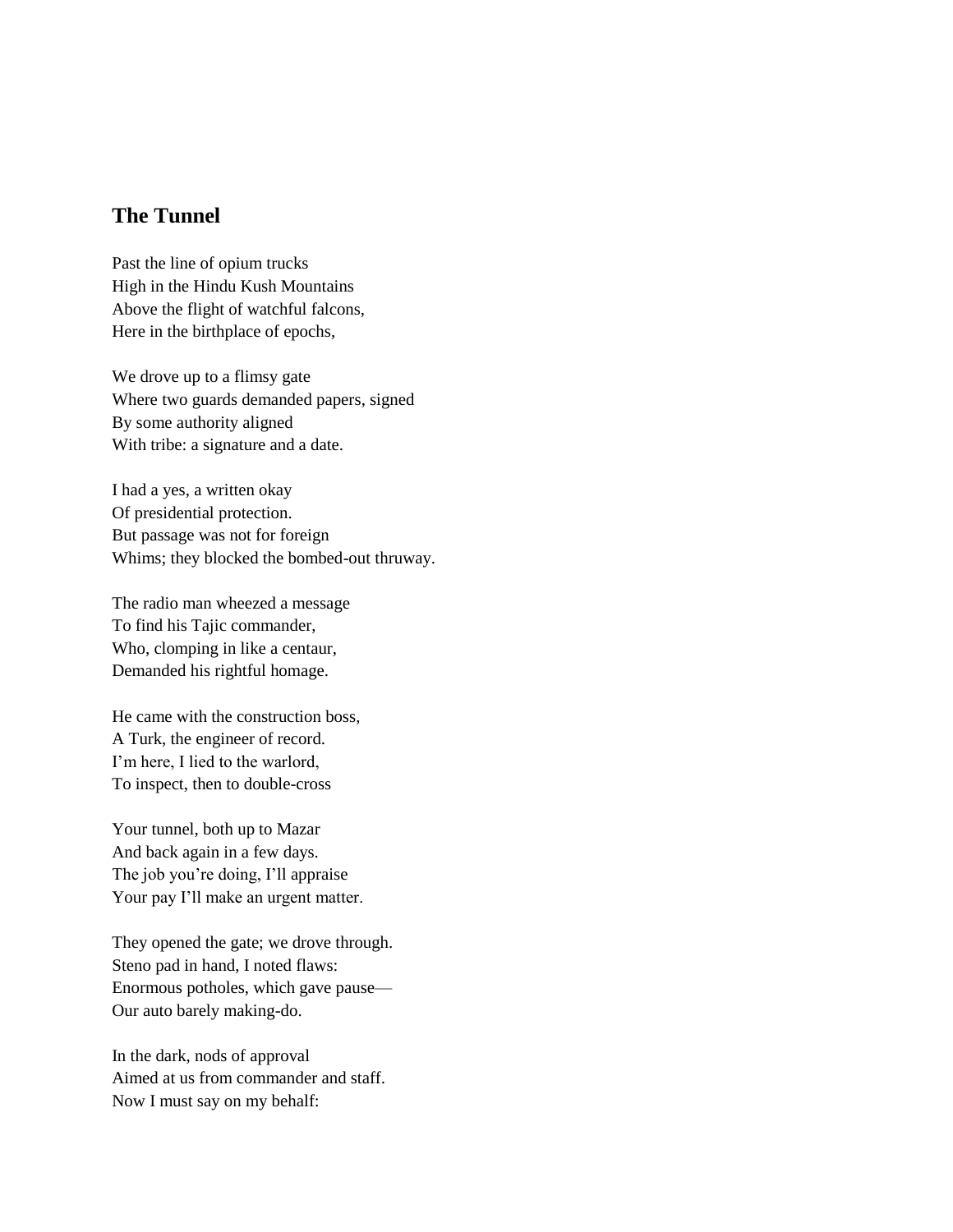## The Tunnel

Past the line of opium trucks
High in the Hindu Kush Mountains
Above the flight of watchful falcons,
Here in the birthplace of epochs,

We drove up to a flimsy gate
Where two guards demanded papers, signed
By some authority aligned
With tribe: a signature and a date.

I had a yes, a written okay
Of presidential protection.
But passage was not for foreign
Whims; they blocked the bombed-out thruway.

The radio man wheezed a message
To find his Tajic commander,
Who, clomping in like a centaur,
Demanded his rightful homage.

He came with the construction boss,
A Turk, the engineer of record.
I'm here, I lied to the warlord,
To inspect, then to double-cross

Your tunnel, both up to Mazar
And back again in a few days.
The job you're doing, I'll appraise
Your pay I'll make an urgent matter.

They opened the gate; we drove through.
Steno pad in hand, I noted flaws:
Enormous potholes, which gave pause—
Our auto barely making-do.

In the dark, nods of approval
Aimed at us from commander and staff.
Now I must say on my behalf: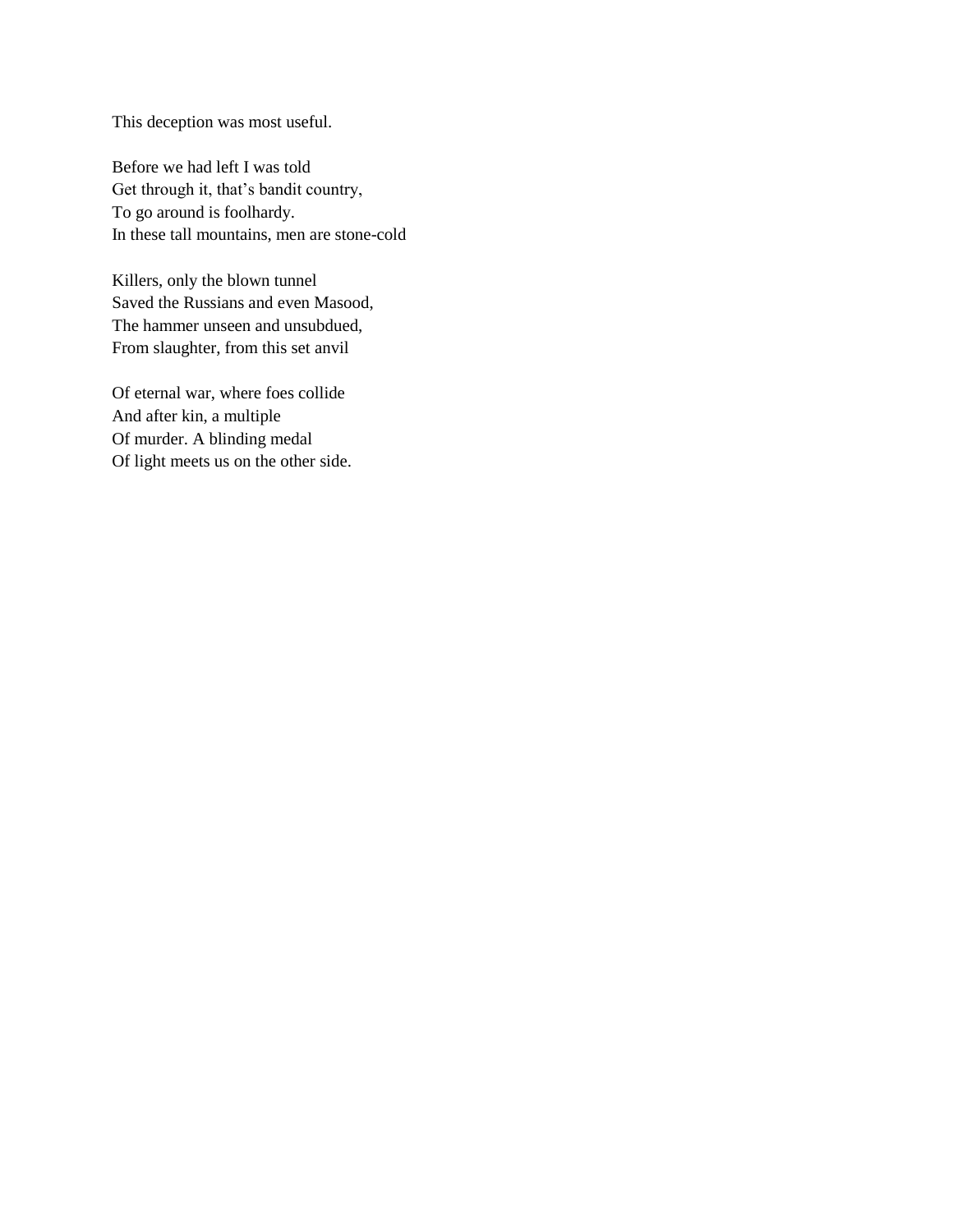This deception was most useful.

Before we had left I was told  
Get through it, that's bandit country,  
To go around is foolhardy.  
In these tall mountains, men are stone-cold

Killers, only the blown tunnel  
Saved the Russians and even Masood,  
The hammer unseen and unsubdued,  
From slaughter, from this set anvil

Of eternal war, where foes collide  
And after kin, a multiple  
Of murder. A blinding medal  
Of light meets us on the other side.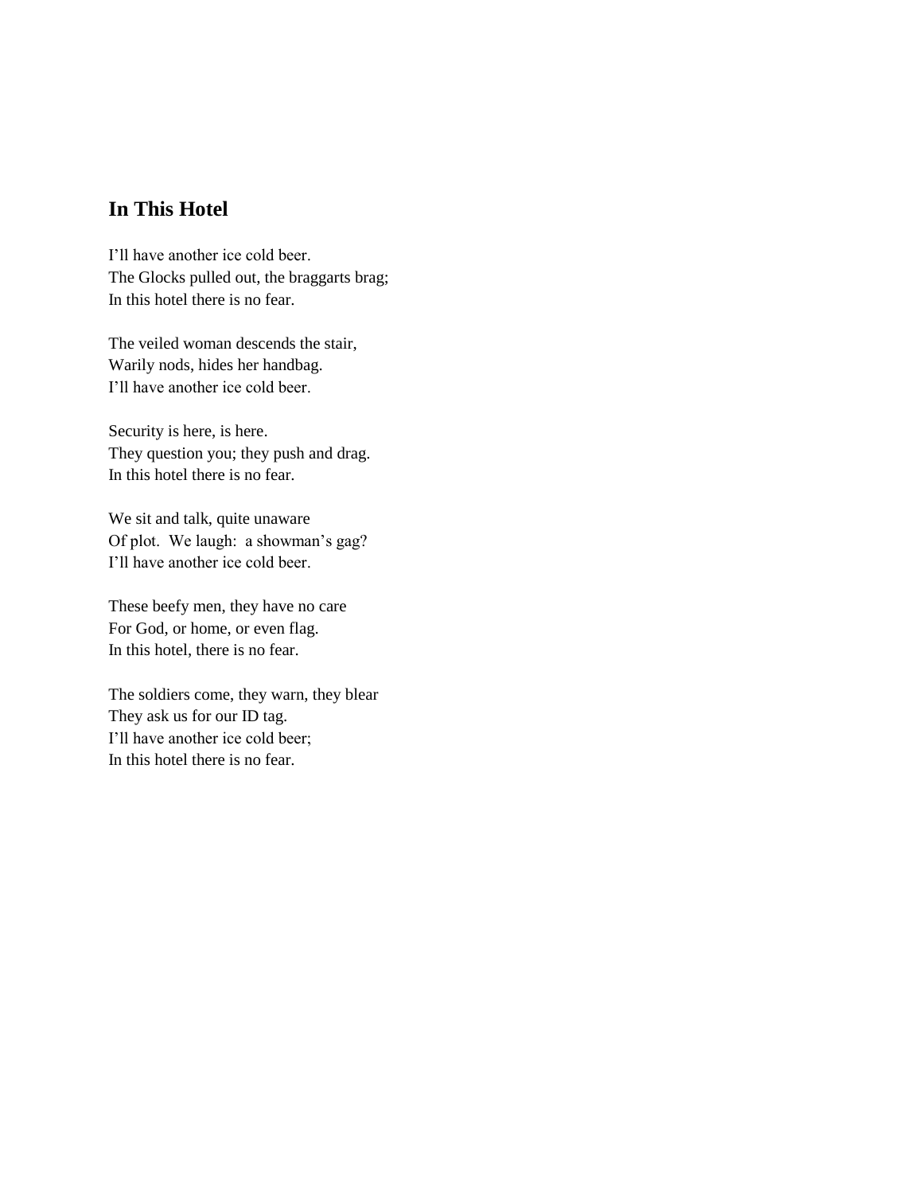## In This Hotel

I'll have another ice cold beer.  
The Glocks pulled out, the braggarts brag;  
In this hotel there is no fear.

The veiled woman descends the stair,  
Warily nods, hides her handbag.  
I'll have another ice cold beer.

Security is here, is here.  
They question you; they push and drag.  
In this hotel there is no fear.

We sit and talk, quite unaware  
Of plot.  We laugh:  a showman's gag?  
I'll have another ice cold beer.

These beefy men, they have no care  
For God, or home, or even flag.  
In this hotel, there is no fear.

The soldiers come, they warn, they blear  
They ask us for our ID tag.  
I'll have another ice cold beer;  
In this hotel there is no fear.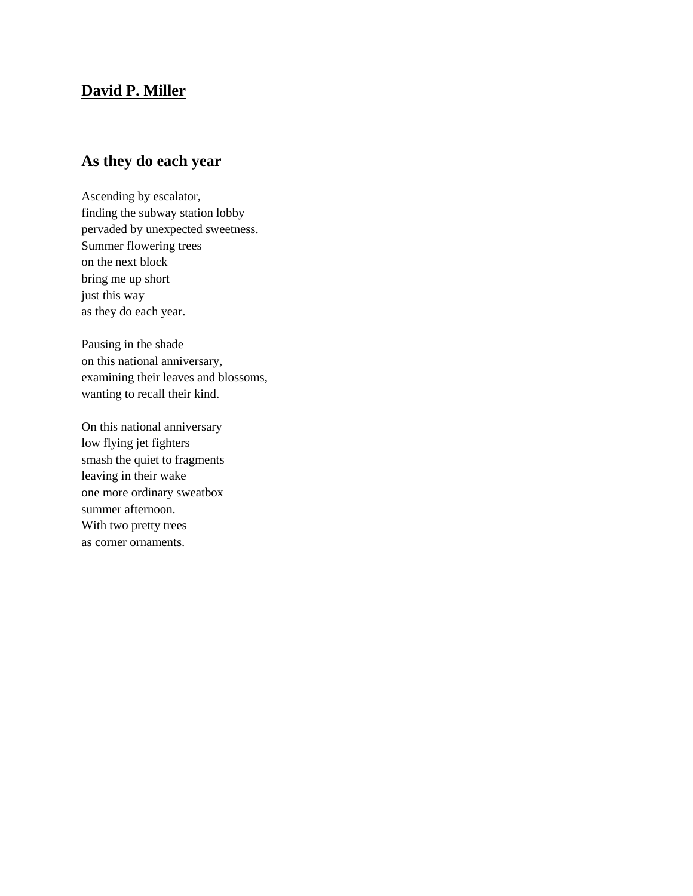**David P. Miller**

## As they do each year

Ascending by escalator,  
finding the subway station lobby  
pervaded by unexpected sweetness.  
Summer flowering trees  
on the next block  
bring me up short  
just this way  
as they do each year.

Pausing in the shade  
on this national anniversary,  
examining their leaves and blossoms,  
wanting to recall their kind.

On this national anniversary  
low flying jet fighters  
smash the quiet to fragments  
leaving in their wake  
one more ordinary sweatbox  
summer afternoon.  
With two pretty trees  
as corner ornaments.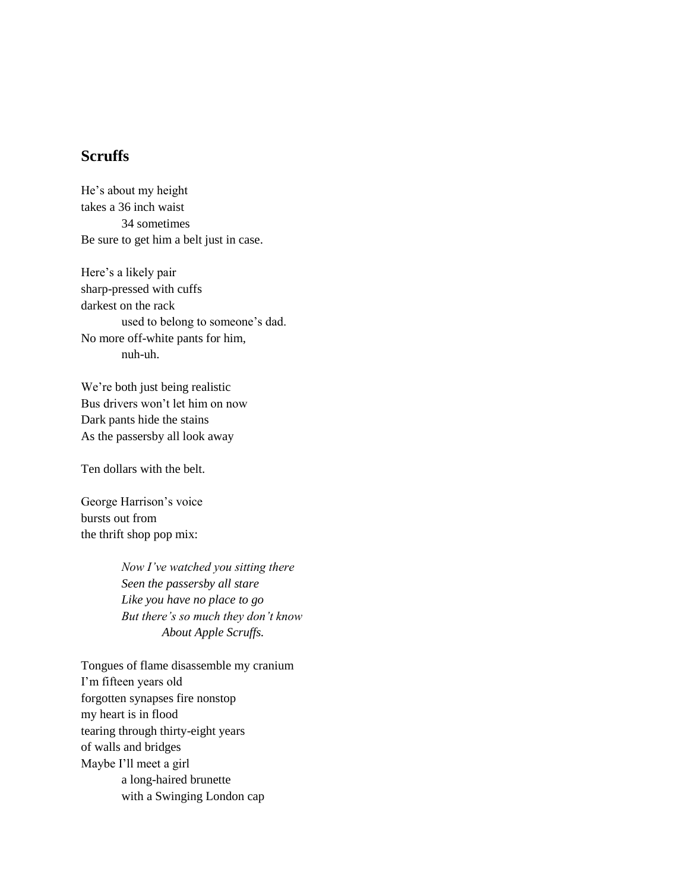## Scruffs

He’s about my height
takes a 36 inch waist
&nbsp;&nbsp;&nbsp;&nbsp;&nbsp;&nbsp;&nbsp;&nbsp;34 sometimes
Be sure to get him a belt just in case.

Here’s a likely pair
sharp-pressed with cuffs
darkest on the rack
&nbsp;&nbsp;&nbsp;&nbsp;&nbsp;&nbsp;&nbsp;&nbsp;used to belong to someone’s dad.
No more off-white pants for him,
&nbsp;&nbsp;&nbsp;&nbsp;&nbsp;&nbsp;&nbsp;&nbsp;nuh-uh.

We’re both just being realistic
Bus drivers won’t let him on now
Dark pants hide the stains
As the passersby all look away

Ten dollars with the belt.

George Harrison’s voice
bursts out from
the thrift shop pop mix:

&nbsp;&nbsp;&nbsp;&nbsp;&nbsp;&nbsp;&nbsp;&nbsp;*Now I’ve watched you sitting there*
&nbsp;&nbsp;&nbsp;&nbsp;&nbsp;&nbsp;&nbsp;&nbsp;*Seen the passersby all stare*
&nbsp;&nbsp;&nbsp;&nbsp;&nbsp;&nbsp;&nbsp;&nbsp;*Like you have no place to go*
&nbsp;&nbsp;&nbsp;&nbsp;&nbsp;&nbsp;&nbsp;&nbsp;*But there’s so much they don’t know*
&nbsp;&nbsp;&nbsp;&nbsp;&nbsp;&nbsp;&nbsp;&nbsp;&nbsp;&nbsp;&nbsp;&nbsp;&nbsp;&nbsp;&nbsp;&nbsp;*About Apple Scruffs.*

Tongues of flame disassemble my cranium
I’m fifteen years old
forgotten synapses fire nonstop
my heart is in flood
tearing through thirty-eight years
of walls and bridges
Maybe I’ll meet a girl
&nbsp;&nbsp;&nbsp;&nbsp;&nbsp;&nbsp;&nbsp;&nbsp;a long-haired brunette
&nbsp;&nbsp;&nbsp;&nbsp;&nbsp;&nbsp;&nbsp;&nbsp;with a Swinging London cap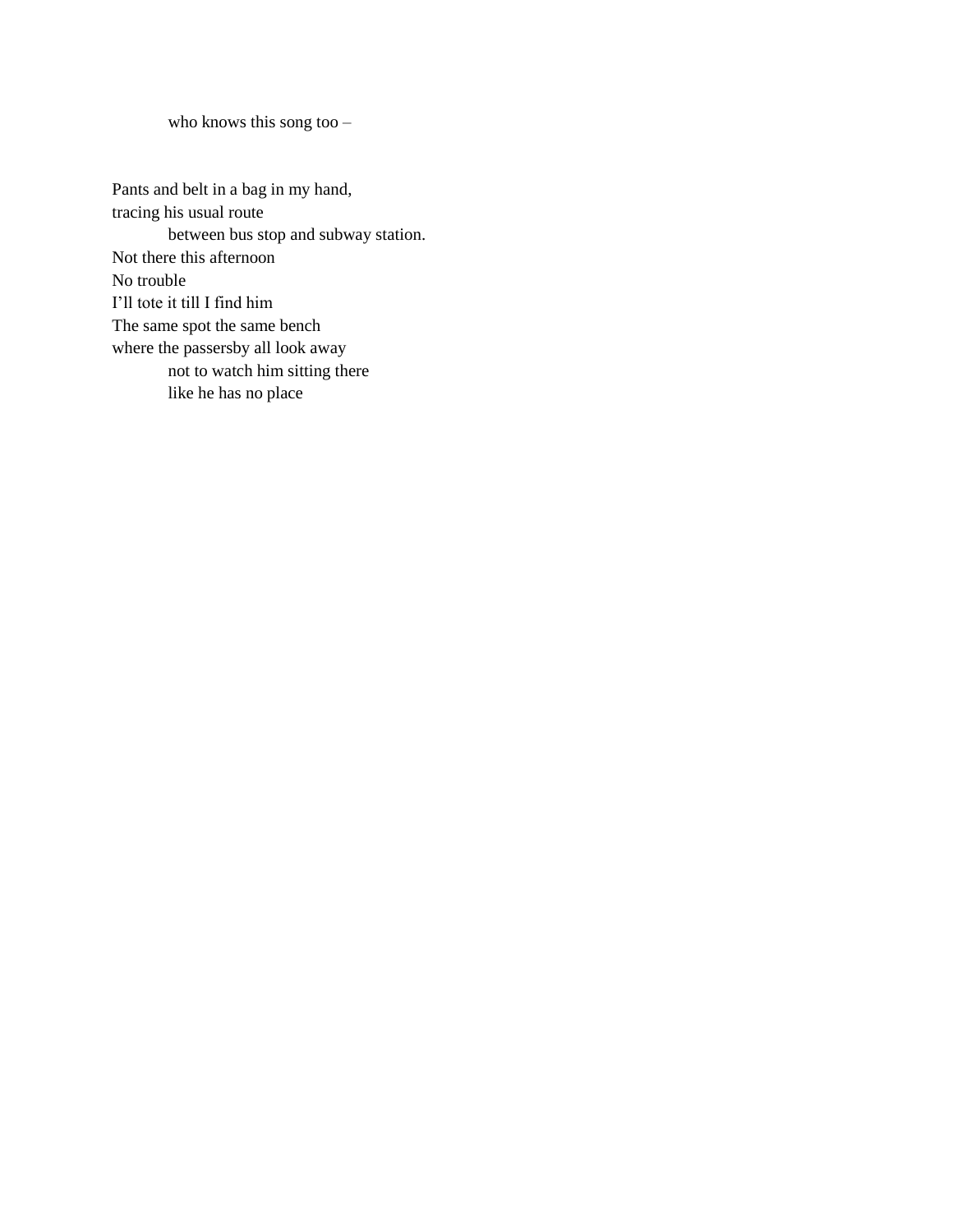who knows this song too –

Pants and belt in a bag in my hand,
tracing his usual route
    between bus stop and subway station.
Not there this afternoon
No trouble
I'll tote it till I find him
The same spot the same bench
where the passersby all look away
    not to watch him sitting there
    like he has no place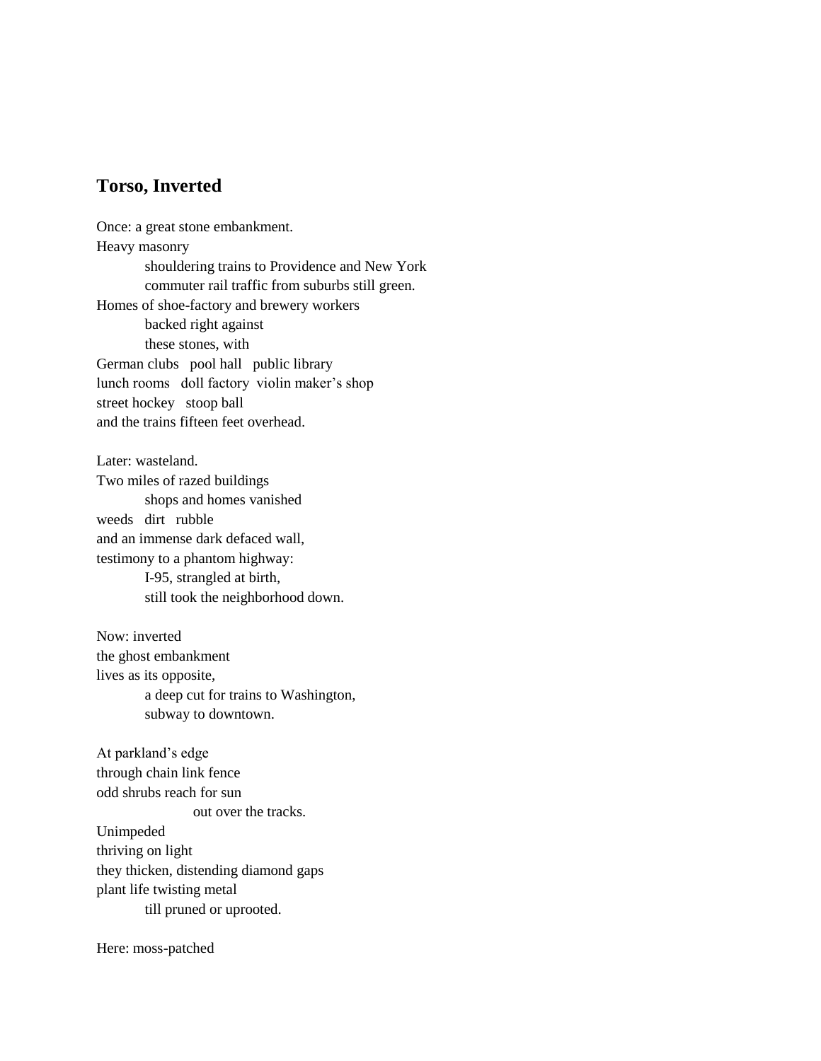## Torso, Inverted

Once: a great stone embankment.  
Heavy masonry  
&nbsp;&nbsp;&nbsp;&nbsp;&nbsp;&nbsp;&nbsp;&nbsp;shouldering trains to Providence and New York  
&nbsp;&nbsp;&nbsp;&nbsp;&nbsp;&nbsp;&nbsp;&nbsp;commuter rail traffic from suburbs still green.  
Homes of shoe-factory and brewery workers  
&nbsp;&nbsp;&nbsp;&nbsp;&nbsp;&nbsp;&nbsp;&nbsp;backed right against  
&nbsp;&nbsp;&nbsp;&nbsp;&nbsp;&nbsp;&nbsp;&nbsp;these stones, with  
German clubs&nbsp;&nbsp; pool hall&nbsp;&nbsp; public library  
lunch rooms&nbsp;&nbsp; doll factory&nbsp; violin maker's shop  
street hockey&nbsp;&nbsp; stoop ball  
and the trains fifteen feet overhead.

Later: wasteland.  
Two miles of razed buildings  
&nbsp;&nbsp;&nbsp;&nbsp;&nbsp;&nbsp;&nbsp;&nbsp;shops and homes vanished  
weeds&nbsp;&nbsp; dirt&nbsp;&nbsp; rubble  
and an immense dark defaced wall,  
testimony to a phantom highway:  
&nbsp;&nbsp;&nbsp;&nbsp;&nbsp;&nbsp;&nbsp;&nbsp;I-95, strangled at birth,  
&nbsp;&nbsp;&nbsp;&nbsp;&nbsp;&nbsp;&nbsp;&nbsp;still took the neighborhood down.

Now: inverted  
the ghost embankment  
lives as its opposite,  
&nbsp;&nbsp;&nbsp;&nbsp;&nbsp;&nbsp;&nbsp;&nbsp;a deep cut for trains to Washington,  
&nbsp;&nbsp;&nbsp;&nbsp;&nbsp;&nbsp;&nbsp;&nbsp;subway to downtown.

At parkland's edge  
through chain link fence  
odd shrubs reach for sun  
&nbsp;&nbsp;&nbsp;&nbsp;&nbsp;&nbsp;&nbsp;&nbsp;&nbsp;&nbsp;&nbsp;&nbsp;&nbsp;&nbsp;&nbsp;&nbsp;out over the tracks.  
Unimpeded  
thriving on light  
they thicken, distending diamond gaps  
plant life twisting metal  
&nbsp;&nbsp;&nbsp;&nbsp;&nbsp;&nbsp;&nbsp;&nbsp;till pruned or uprooted.

Here: moss-patched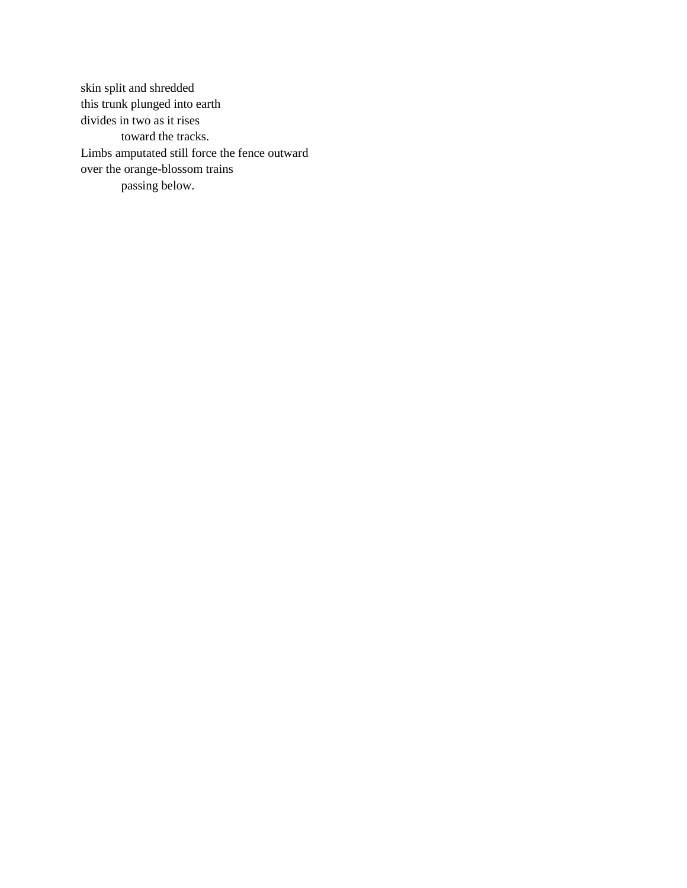skin split and shredded  
this trunk plunged into earth  
divides in two as it rises  
&emsp;&emsp;&emsp;&emsp;toward the tracks.  
Limbs amputated still force the fence outward  
over the orange-blossom trains  
&emsp;&emsp;&emsp;&emsp;passing below.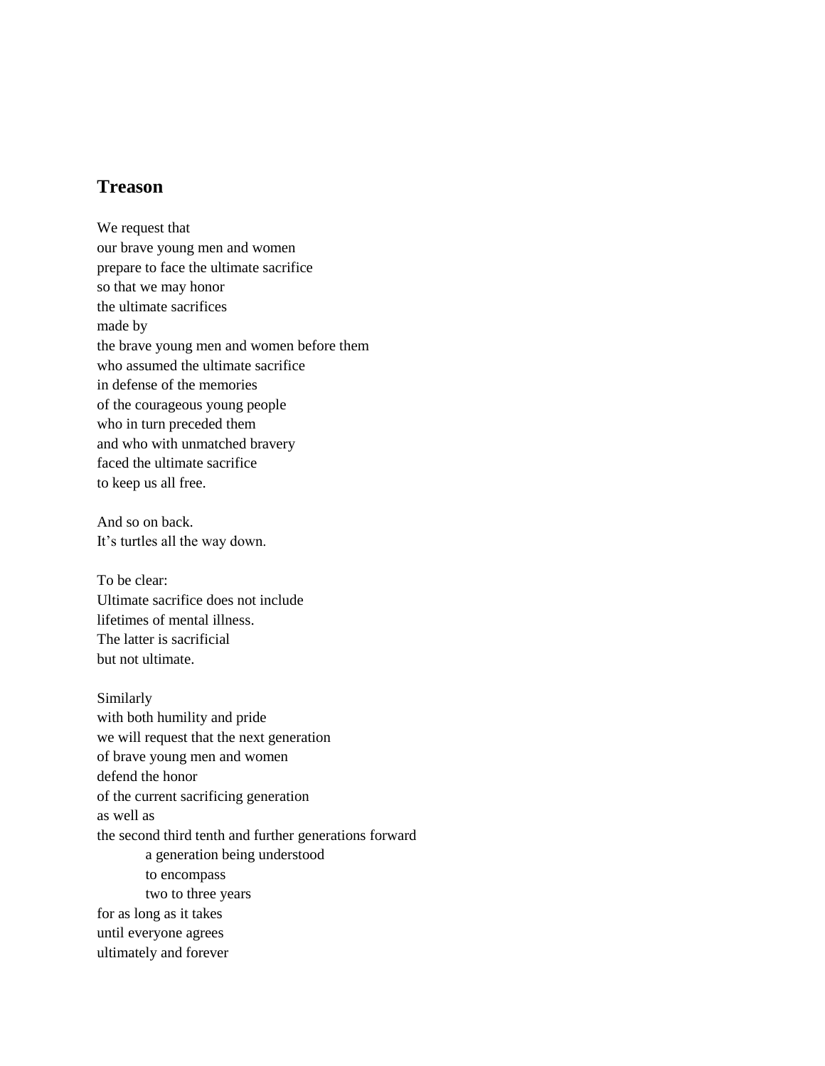## Treason

We request that  
our brave young men and women  
prepare to face the ultimate sacrifice  
so that we may honor  
the ultimate sacrifices  
made by  
the brave young men and women before them  
who assumed the ultimate sacrifice  
in defense of the memories  
of the courageous young people  
who in turn preceded them  
and who with unmatched bravery  
faced the ultimate sacrifice  
to keep us all free.

And so on back.  
It's turtles all the way down.

To be clear:  
Ultimate sacrifice does not include  
lifetimes of mental illness.  
The latter is sacrificial  
but not ultimate.

Similarly  
with both humility and pride  
we will request that the next generation  
of brave young men and women  
defend the honor  
of the current sacrificing generation  
as well as  
the second third tenth and further generations forward  
&nbsp;&nbsp;&nbsp;&nbsp;&nbsp;&nbsp;&nbsp;&nbsp;a generation being understood  
&nbsp;&nbsp;&nbsp;&nbsp;&nbsp;&nbsp;&nbsp;&nbsp;to encompass  
&nbsp;&nbsp;&nbsp;&nbsp;&nbsp;&nbsp;&nbsp;&nbsp;two to three years  
for as long as it takes  
until everyone agrees  
ultimately and forever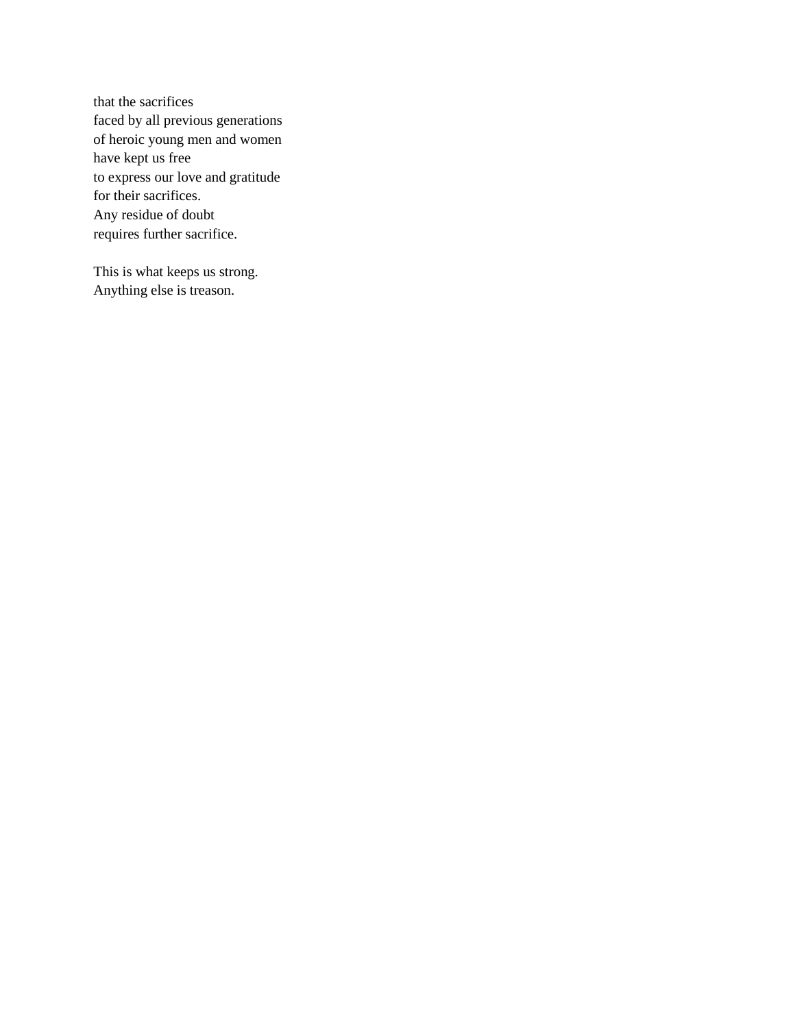that the sacrifices  
faced by all previous generations  
of heroic young men and women  
have kept us free  
to express our love and gratitude  
for their sacrifices.  
Any residue of doubt  
requires further sacrifice.

This is what keeps us strong.  
Anything else is treason.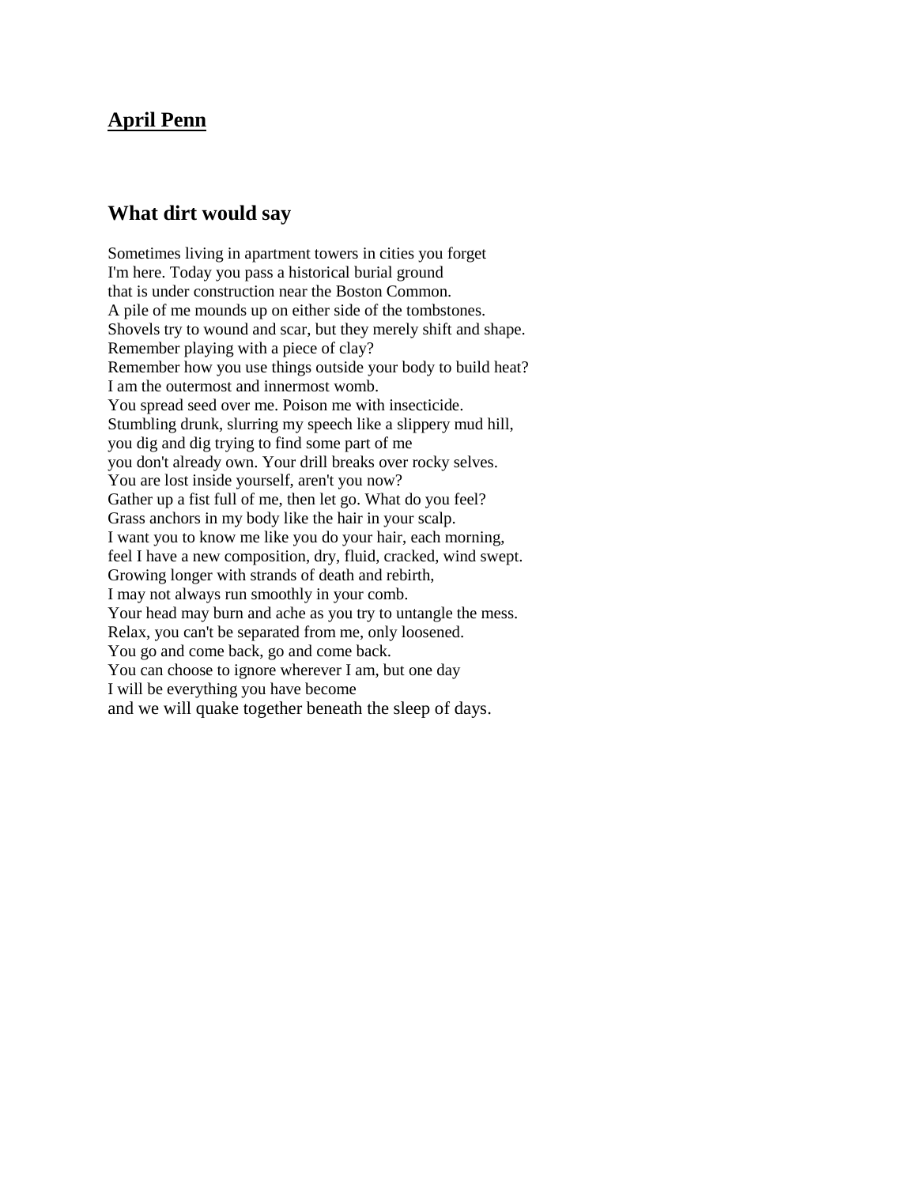## April Penn

### What dirt would say

Sometimes living in apartment towers in cities you forget  
I'm here. Today you pass a historical burial ground  
that is under construction near the Boston Common.  
A pile of me mounds up on either side of the tombstones.  
Shovels try to wound and scar, but they merely shift and shape.  
Remember playing with a piece of clay?  
Remember how you use things outside your body to build heat?  
I am the outermost and innermost womb.  
You spread seed over me. Poison me with insecticide.  
Stumbling drunk, slurring my speech like a slippery mud hill,  
you dig and dig trying to find some part of me  
you don't already own. Your drill breaks over rocky selves.  
You are lost inside yourself, aren't you now?  
Gather up a fist full of me, then let go. What do you feel?  
Grass anchors in my body like the hair in your scalp.  
I want you to know me like you do your hair, each morning,  
feel I have a new composition, dry, fluid, cracked, wind swept.  
Growing longer with strands of death and rebirth,  
I may not always run smoothly in your comb.  
Your head may burn and ache as you try to untangle the mess.  
Relax, you can't be separated from me, only loosened.  
You go and come back, go and come back.  
You can choose to ignore wherever I am, but one day  
I will be everything you have become  
and we will quake together beneath the sleep of days.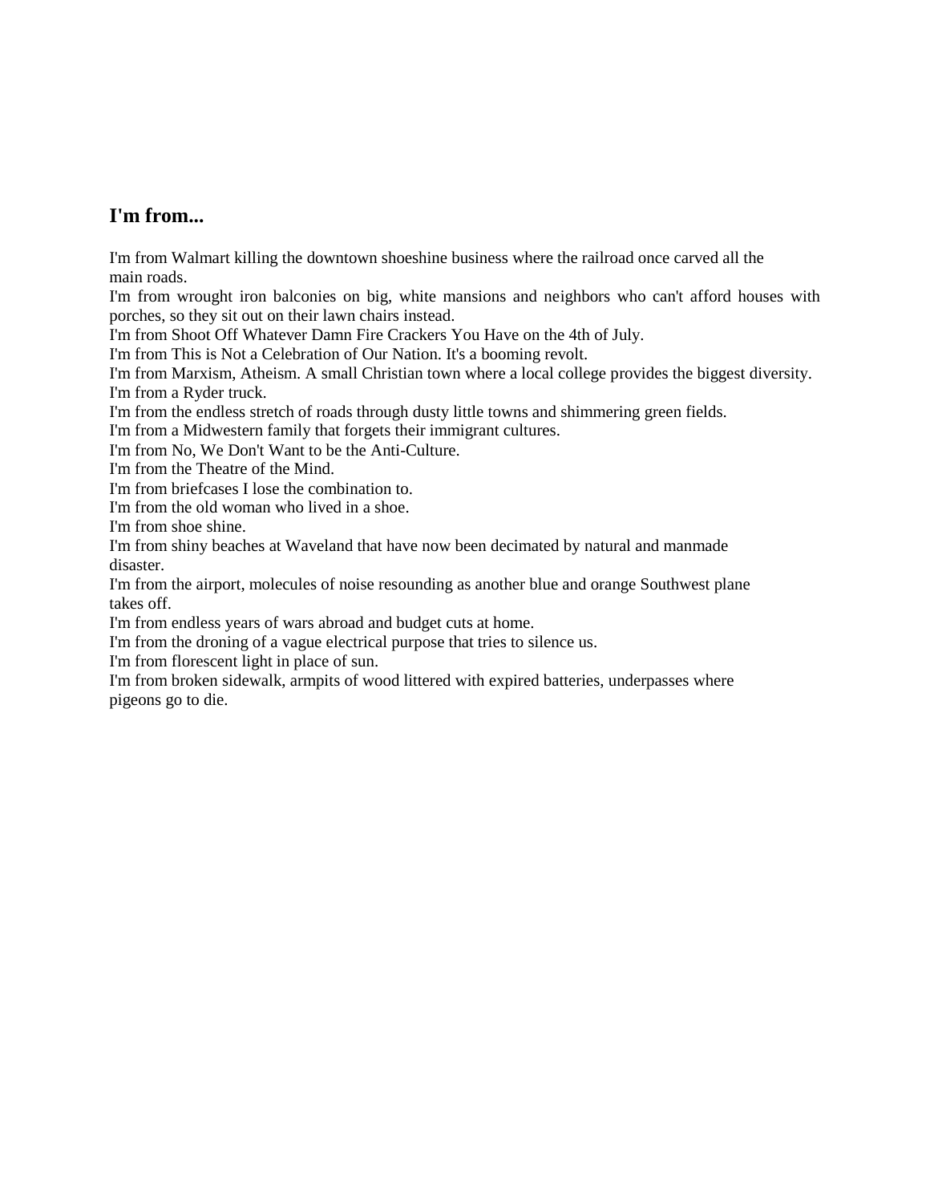### I'm from...

I'm from Walmart killing the downtown shoeshine business where the railroad once carved all the main roads.
I'm from wrought iron balconies on big, white mansions and neighbors who can't afford houses with porches, so they sit out on their lawn chairs instead.
I'm from Shoot Off Whatever Damn Fire Crackers You Have on the 4th of July.
I'm from This is Not a Celebration of Our Nation. It's a booming revolt.
I'm from Marxism, Atheism. A small Christian town where a local college provides the biggest diversity.
I'm from a Ryder truck.
I'm from the endless stretch of roads through dusty little towns and shimmering green fields.
I'm from a Midwestern family that forgets their immigrant cultures.
I'm from No, We Don't Want to be the Anti-Culture.
I'm from the Theatre of the Mind.
I'm from briefcases I lose the combination to.
I'm from the old woman who lived in a shoe.
I'm from shoe shine.
I'm from shiny beaches at Waveland that have now been decimated by natural and manmade disaster.
I'm from the airport, molecules of noise resounding as another blue and orange Southwest plane takes off.
I'm from endless years of wars abroad and budget cuts at home.
I'm from the droning of a vague electrical purpose that tries to silence us.
I'm from florescent light in place of sun.
I'm from broken sidewalk, armpits of wood littered with expired batteries, underpasses where pigeons go to die.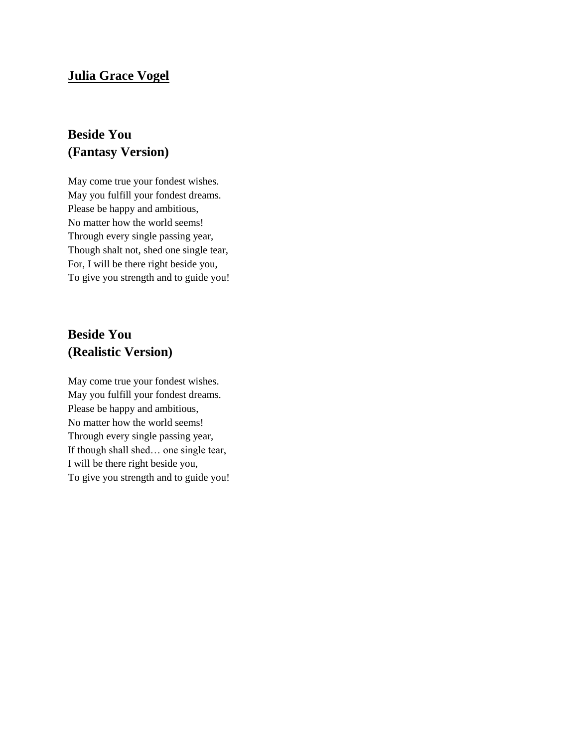**Julia Grace Vogel**

## Beside You
## (Fantasy Version)

May come true your fondest wishes.  
May you fulfill your fondest dreams.  
Please be happy and ambitious,  
No matter how the world seems!  
Through every single passing year,  
Though shalt not, shed one single tear,  
For, I will be there right beside you,  
To give you strength and to guide you!

## Beside You
## (Realistic Version)

May come true your fondest wishes.  
May you fulfill your fondest dreams.  
Please be happy and ambitious,  
No matter how the world seems!  
Through every single passing year,  
If though shall shed… one single tear,  
I will be there right beside you,  
To give you strength and to guide you!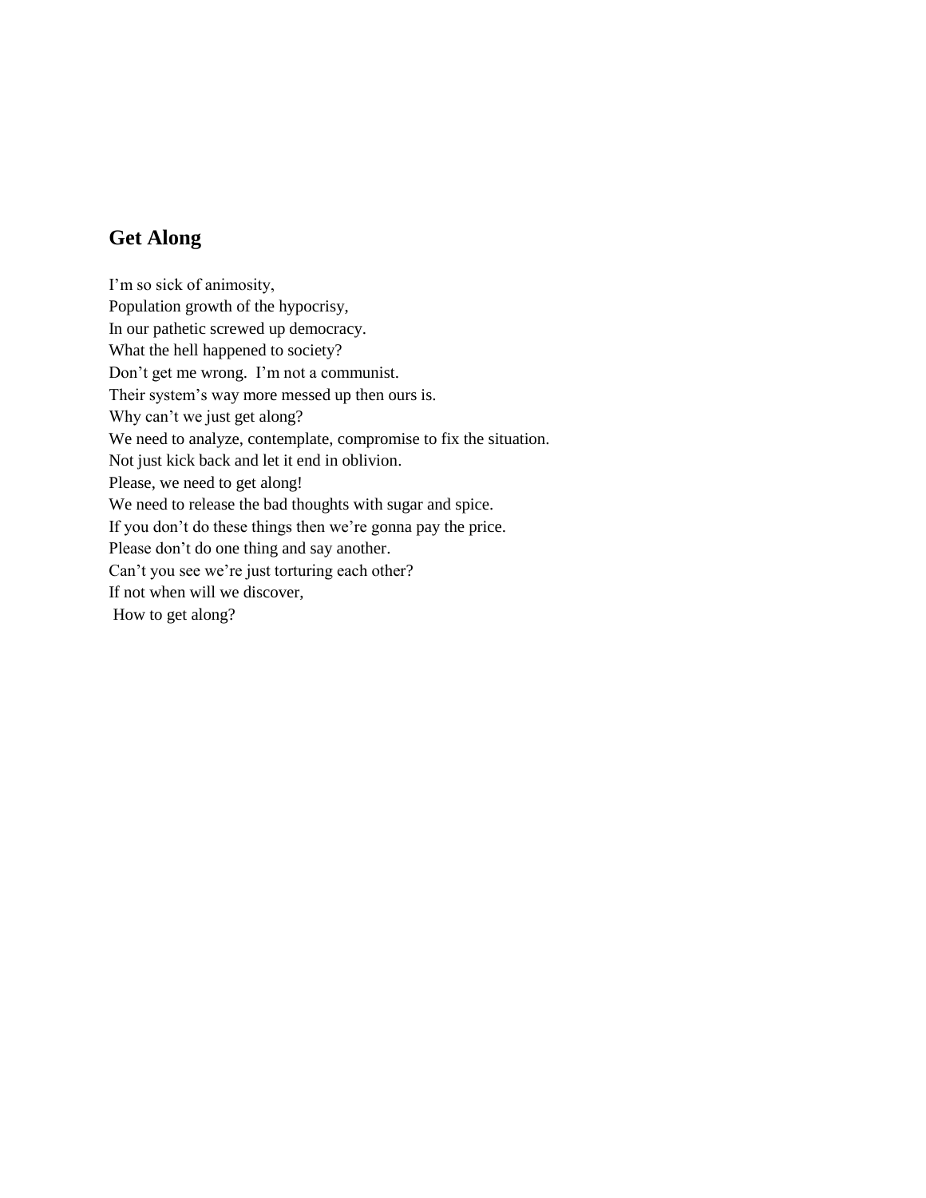## Get Along

I’m so sick of animosity,  
Population growth of the hypocrisy,  
In our pathetic screwed up democracy.  
What the hell happened to society?  
Don’t get me wrong.  I’m not a communist.  
Their system’s way more messed up then ours is.  
Why can’t we just get along?  
We need to analyze, contemplate, compromise to fix the situation.  
Not just kick back and let it end in oblivion.  
Please, we need to get along!  
We need to release the bad thoughts with sugar and spice.  
If you don’t do these things then we’re gonna pay the price.  
Please don’t do one thing and say another.  
Can’t you see we’re just torturing each other?  
If not when will we discover,  
 How to get along?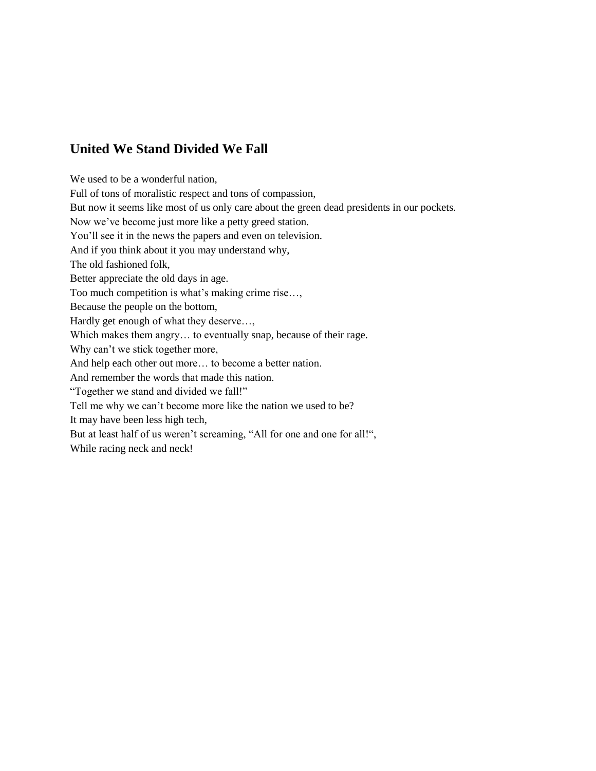## United We Stand Divided We Fall

We used to be a wonderful nation,
Full of tons of moralistic respect and tons of compassion,
But now it seems like most of us only care about the green dead presidents in our pockets.
Now we've become just more like a petty greed station.
You'll see it in the news the papers and even on television.
And if you think about it you may understand why,
The old fashioned folk,
Better appreciate the old days in age.
Too much competition is what's making crime rise…,
Because the people on the bottom,
Hardly get enough of what they deserve…,
Which makes them angry… to eventually snap, because of their rage.
Why can't we stick together more,
And help each other out more… to become a better nation.
And remember the words that made this nation.
"Together we stand and divided we fall!"
Tell me why we can't become more like the nation we used to be?
It may have been less high tech,
But at least half of us weren't screaming, "All for one and one for all!",
While racing neck and neck!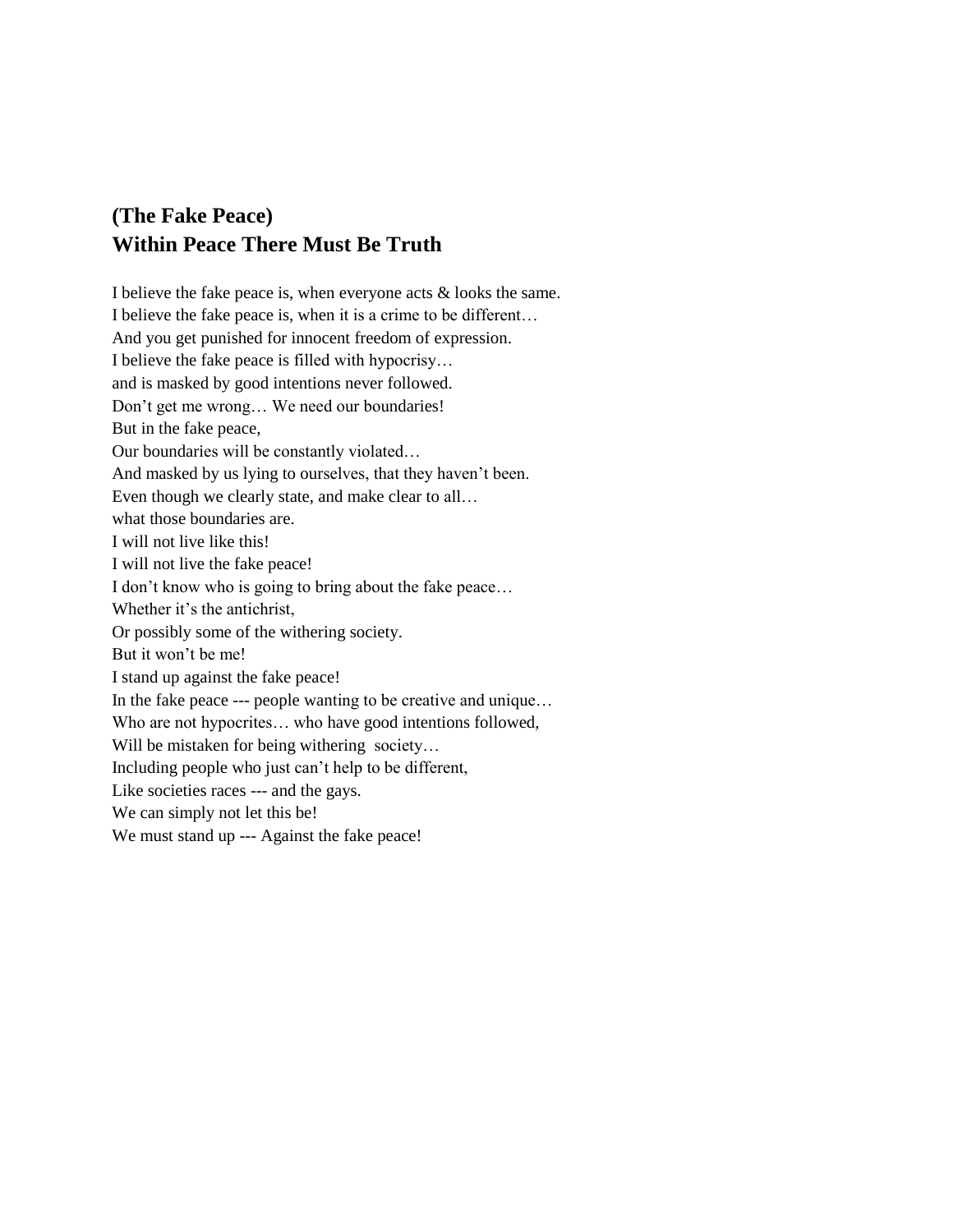## (The Fake Peace)
## Within Peace There Must Be Truth

I believe the fake peace is, when everyone acts & looks the same.
I believe the fake peace is, when it is a crime to be different…
And you get punished for innocent freedom of expression.
I believe the fake peace is filled with hypocrisy…
and is masked by good intentions never followed.
Don't get me wrong… We need our boundaries!
But in the fake peace,
Our boundaries will be constantly violated…
And masked by us lying to ourselves, that they haven't been.
Even though we clearly state, and make clear to all…
what those boundaries are.
I will not live like this!
I will not live the fake peace!
I don't know who is going to bring about the fake peace…
Whether it's the antichrist,
Or possibly some of the withering society.
But it won't be me!
I stand up against the fake peace!
In the fake peace --- people wanting to be creative and unique…
Who are not hypocrites… who have good intentions followed,
Will be mistaken for being withering society…
Including people who just can't help to be different,
Like societies races --- and the gays.
We can simply not let this be!
We must stand up --- Against the fake peace!